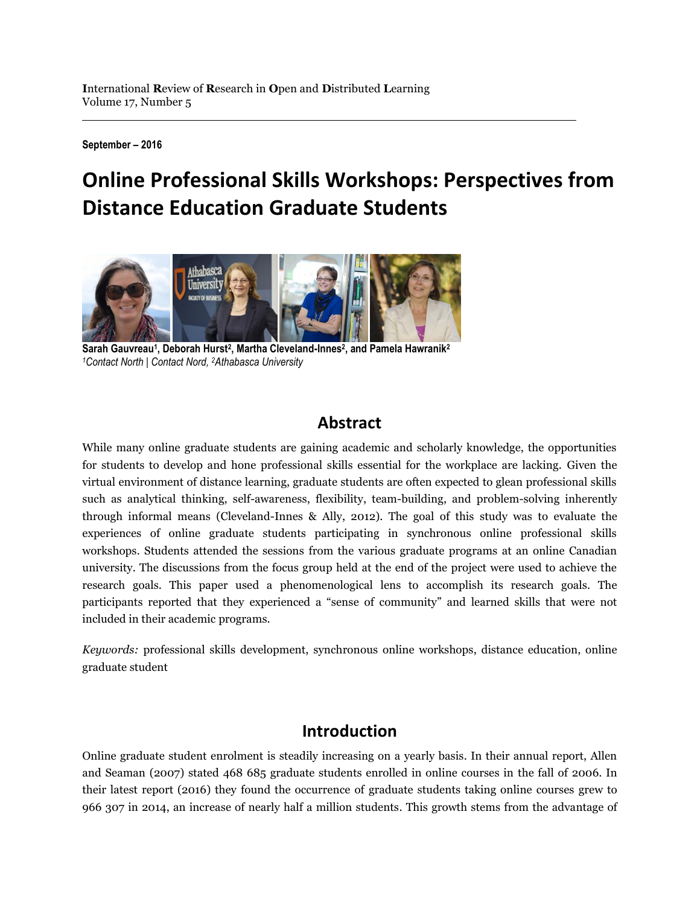International Review of Research in Open and Distributed Learning
Volume 17, Number 5

**September – 2016**

# Online Professional Skills Workshops: Perspectives from Distance Education Graduate Students

**Sarah Gauvreau[1], Deborah Hurst[2], Martha Cleveland-Innes[2], and Pamela Hawranik[2]**
*[1]Contact North | Contact Nord, [2]Athabasca University*

## Abstract

While many online graduate students are gaining academic and scholarly knowledge, the opportunities for students to develop and hone professional skills essential for the workplace are lacking. Given the virtual environment of distance learning, graduate students are often expected to glean professional skills such as analytical thinking, self-awareness, flexibility, team-building, and problem-solving inherently through informal means (Cleveland-Innes & Ally, 2012). The goal of this study was to evaluate the experiences of online graduate students participating in synchronous online professional skills workshops. Students attended the sessions from the various graduate programs at an online Canadian university. The discussions from the focus group held at the end of the project were used to achieve the research goals. This paper used a phenomenological lens to accomplish its research goals. The participants reported that they experienced a "sense of community" and learned skills that were not included in their academic programs.

*Keywords:* professional skills development, synchronous online workshops, distance education, online graduate student

## Introduction

Online graduate student enrolment is steadily increasing on a yearly basis. In their annual report, Allen and Seaman (2007) stated 468 685 graduate students enrolled in online courses in the fall of 2006. In their latest report (2016) they found the occurrence of graduate students taking online courses grew to 966 307 in 2014, an increase of nearly half a million students. This growth stems from the advantage of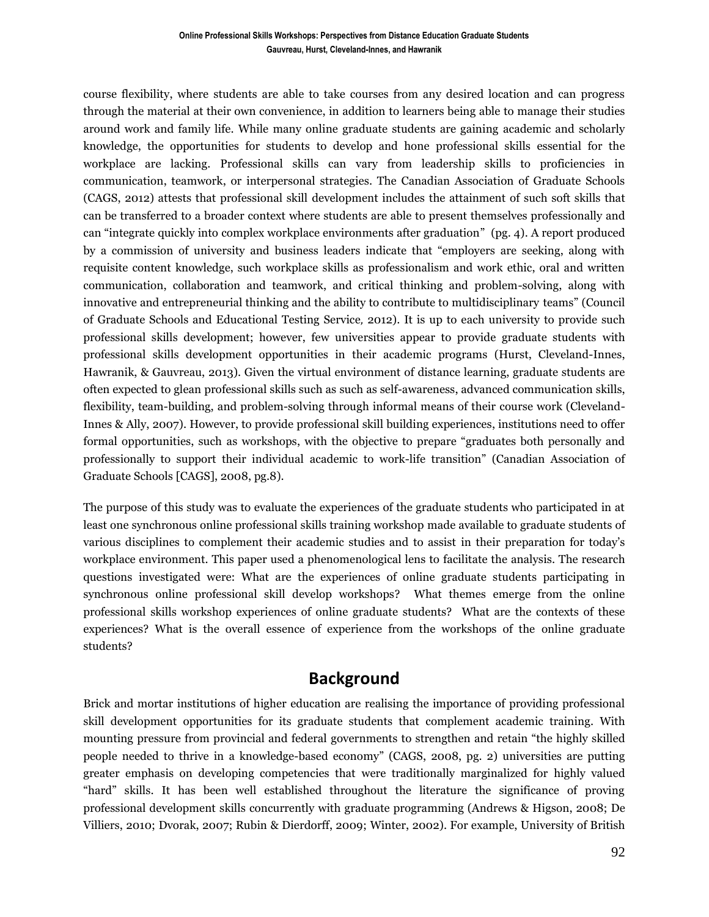course flexibility, where students are able to take courses from any desired location and can progress through the material at their own convenience, in addition to learners being able to manage their studies around work and family life. While many online graduate students are gaining academic and scholarly knowledge, the opportunities for students to develop and hone professional skills essential for the workplace are lacking. Professional skills can vary from leadership skills to proficiencies in communication, teamwork, or interpersonal strategies. The Canadian Association of Graduate Schools (CAGS, 2012) attests that professional skill development includes the attainment of such soft skills that can be transferred to a broader context where students are able to present themselves professionally and can "integrate quickly into complex workplace environments after graduation" (pg. 4). A report produced by a commission of university and business leaders indicate that "employers are seeking, along with requisite content knowledge, such workplace skills as professionalism and work ethic, oral and written communication, collaboration and teamwork, and critical thinking and problem-solving, along with innovative and entrepreneurial thinking and the ability to contribute to multidisciplinary teams" (Council of Graduate Schools and Educational Testing Service, 2012). It is up to each university to provide such professional skills development; however, few universities appear to provide graduate students with professional skills development opportunities in their academic programs (Hurst, Cleveland-Innes, Hawranik, & Gauvreau, 2013). Given the virtual environment of distance learning, graduate students are often expected to glean professional skills such as such as self-awareness, advanced communication skills, flexibility, team-building, and problem-solving through informal means of their course work (Cleveland-Innes & Ally, 2007). However, to provide professional skill building experiences, institutions need to offer formal opportunities, such as workshops, with the objective to prepare "graduates both personally and professionally to support their individual academic to work-life transition" (Canadian Association of Graduate Schools [CAGS], 2008, pg.8).

The purpose of this study was to evaluate the experiences of the graduate students who participated in at least one synchronous online professional skills training workshop made available to graduate students of various disciplines to complement their academic studies and to assist in their preparation for today's workplace environment. This paper used a phenomenological lens to facilitate the analysis. The research questions investigated were: What are the experiences of online graduate students participating in synchronous online professional skill develop workshops? What themes emerge from the online professional skills workshop experiences of online graduate students? What are the contexts of these experiences? What is the overall essence of experience from the workshops of the online graduate students?

## Background

Brick and mortar institutions of higher education are realising the importance of providing professional skill development opportunities for its graduate students that complement academic training. With mounting pressure from provincial and federal governments to strengthen and retain "the highly skilled people needed to thrive in a knowledge-based economy" (CAGS, 2008, pg. 2) universities are putting greater emphasis on developing competencies that were traditionally marginalized for highly valued "hard" skills. It has been well established throughout the literature the significance of proving professional development skills concurrently with graduate programming (Andrews & Higson, 2008; De Villiers, 2010; Dvorak, 2007; Rubin & Dierdorff, 2009; Winter, 2002). For example, University of British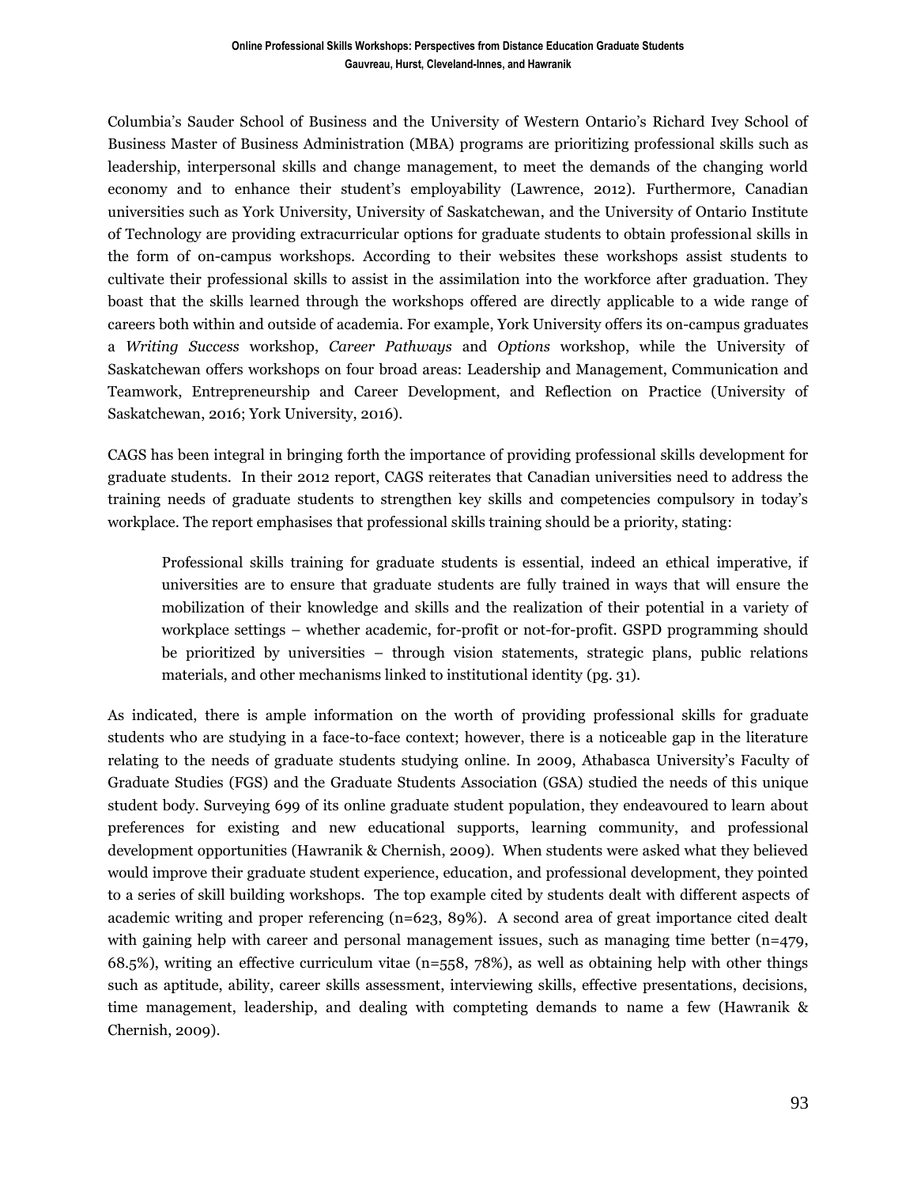Columbia's Sauder School of Business and the University of Western Ontario's Richard Ivey School of Business Master of Business Administration (MBA) programs are prioritizing professional skills such as leadership, interpersonal skills and change management, to meet the demands of the changing world economy and to enhance their student's employability (Lawrence, 2012). Furthermore, Canadian universities such as York University, University of Saskatchewan, and the University of Ontario Institute of Technology are providing extracurricular options for graduate students to obtain professional skills in the form of on-campus workshops. According to their websites these workshops assist students to cultivate their professional skills to assist in the assimilation into the workforce after graduation. They boast that the skills learned through the workshops offered are directly applicable to a wide range of careers both within and outside of academia. For example, York University offers its on-campus graduates a *Writing Success* workshop, *Career Pathways* and *Options* workshop, while the University of Saskatchewan offers workshops on four broad areas: Leadership and Management, Communication and Teamwork, Entrepreneurship and Career Development, and Reflection on Practice (University of Saskatchewan, 2016; York University, 2016).

CAGS has been integral in bringing forth the importance of providing professional skills development for graduate students. In their 2012 report, CAGS reiterates that Canadian universities need to address the training needs of graduate students to strengthen key skills and competencies compulsory in today's workplace. The report emphasises that professional skills training should be a priority, stating:

> Professional skills training for graduate students is essential, indeed an ethical imperative, if universities are to ensure that graduate students are fully trained in ways that will ensure the mobilization of their knowledge and skills and the realization of their potential in a variety of workplace settings – whether academic, for-profit or not-for-profit. GSPD programming should be prioritized by universities – through vision statements, strategic plans, public relations materials, and other mechanisms linked to institutional identity (pg. 31).

As indicated, there is ample information on the worth of providing professional skills for graduate students who are studying in a face-to-face context; however, there is a noticeable gap in the literature relating to the needs of graduate students studying online. In 2009, Athabasca University's Faculty of Graduate Studies (FGS) and the Graduate Students Association (GSA) studied the needs of this unique student body. Surveying 699 of its online graduate student population, they endeavoured to learn about preferences for existing and new educational supports, learning community, and professional development opportunities (Hawranik & Chernish, 2009). When students were asked what they believed would improve their graduate student experience, education, and professional development, they pointed to a series of skill building workshops. The top example cited by students dealt with different aspects of academic writing and proper referencing (n=623, 89%). A second area of great importance cited dealt with gaining help with career and personal management issues, such as managing time better (n=479, 68.5%), writing an effective curriculum vitae (n=558, 78%), as well as obtaining help with other things such as aptitude, ability, career skills assessment, interviewing skills, effective presentations, decisions, time management, leadership, and dealing with compteting demands to name a few (Hawranik & Chernish, 2009).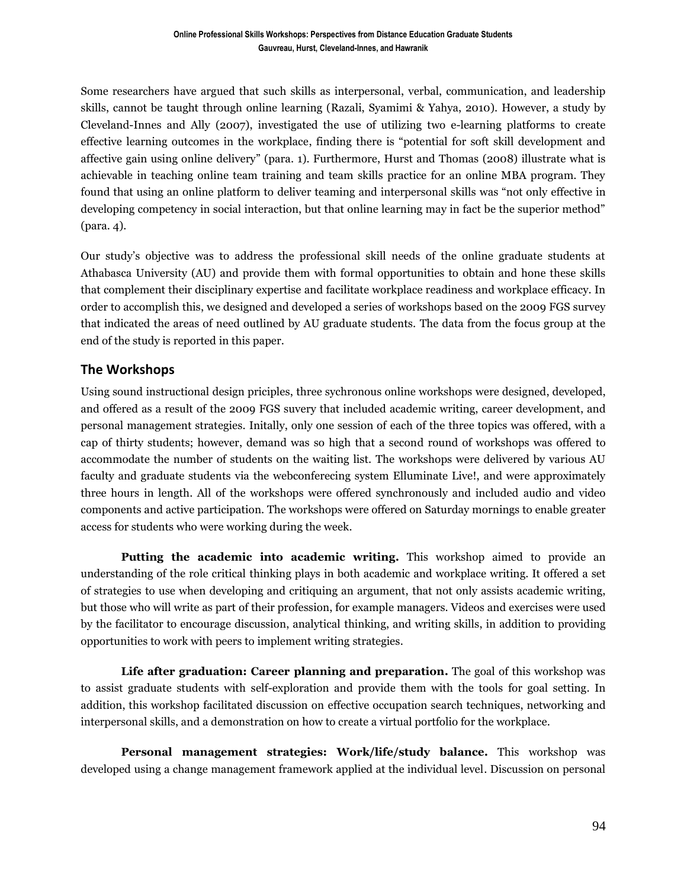Some researchers have argued that such skills as interpersonal, verbal, communication, and leadership skills, cannot be taught through online learning (Razali, Syamimi & Yahya, 2010). However, a study by Cleveland-Innes and Ally (2007), investigated the use of utilizing two e-learning platforms to create effective learning outcomes in the workplace, finding there is "potential for soft skill development and affective gain using online delivery" (para. 1). Furthermore, Hurst and Thomas (2008) illustrate what is achievable in teaching online team training and team skills practice for an online MBA program. They found that using an online platform to deliver teaming and interpersonal skills was "not only effective in developing competency in social interaction, but that online learning may in fact be the superior method" (para. 4).

Our study's objective was to address the professional skill needs of the online graduate students at Athabasca University (AU) and provide them with formal opportunities to obtain and hone these skills that complement their disciplinary expertise and facilitate workplace readiness and workplace efficacy. In order to accomplish this, we designed and developed a series of workshops based on the 2009 FGS survey that indicated the areas of need outlined by AU graduate students. The data from the focus group at the end of the study is reported in this paper.

## The Workshops

Using sound instructional design priciples, three sychronous online workshops were designed, developed, and offered as a result of the 2009 FGS suvery that included academic writing, career development, and personal management strategies. Initally, only one session of each of the three topics was offered, with a cap of thirty students; however, demand was so high that a second round of workshops was offered to accommodate the number of students on the waiting list. The workshops were delivered by various AU faculty and graduate students via the webconferecing system Elluminate Live!, and were approximately three hours in length. All of the workshops were offered synchronously and included audio and video components and active participation. The workshops were offered on Saturday mornings to enable greater access for students who were working during the week.

**Putting the academic into academic writing.** This workshop aimed to provide an understanding of the role critical thinking plays in both academic and workplace writing. It offered a set of strategies to use when developing and critiquing an argument, that not only assists academic writing, but those who will write as part of their profession, for example managers. Videos and exercises were used by the facilitator to encourage discussion, analytical thinking, and writing skills, in addition to providing opportunities to work with peers to implement writing strategies.

**Life after graduation: Career planning and preparation.** The goal of this workshop was to assist graduate students with self-exploration and provide them with the tools for goal setting. In addition, this workshop facilitated discussion on effective occupation search techniques, networking and interpersonal skills, and a demonstration on how to create a virtual portfolio for the workplace.

**Personal management strategies: Work/life/study balance.** This workshop was developed using a change management framework applied at the individual level. Discussion on personal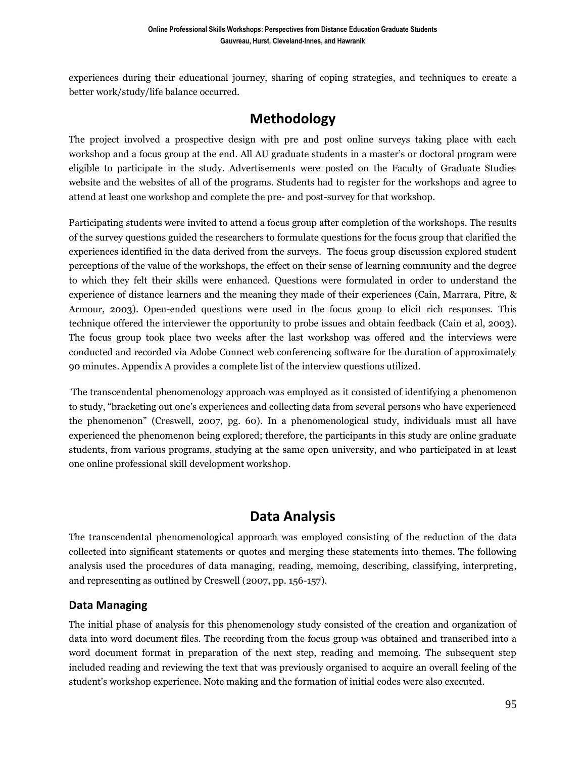experiences during their educational journey, sharing of coping strategies, and techniques to create a better work/study/life balance occurred.

## Methodology

The project involved a prospective design with pre and post online surveys taking place with each workshop and a focus group at the end. All AU graduate students in a master's or doctoral program were eligible to participate in the study. Advertisements were posted on the Faculty of Graduate Studies website and the websites of all of the programs. Students had to register for the workshops and agree to attend at least one workshop and complete the pre- and post-survey for that workshop.

Participating students were invited to attend a focus group after completion of the workshops. The results of the survey questions guided the researchers to formulate questions for the focus group that clarified the experiences identified in the data derived from the surveys. The focus group discussion explored student perceptions of the value of the workshops, the effect on their sense of learning community and the degree to which they felt their skills were enhanced. Questions were formulated in order to understand the experience of distance learners and the meaning they made of their experiences (Cain, Marrara, Pitre, & Armour, 2003). Open-ended questions were used in the focus group to elicit rich responses. This technique offered the interviewer the opportunity to probe issues and obtain feedback (Cain et al, 2003). The focus group took place two weeks after the last workshop was offered and the interviews were conducted and recorded via Adobe Connect web conferencing software for the duration of approximately 90 minutes. Appendix A provides a complete list of the interview questions utilized.

The transcendental phenomenology approach was employed as it consisted of identifying a phenomenon to study, "bracketing out one's experiences and collecting data from several persons who have experienced the phenomenon" (Creswell, 2007, pg. 60). In a phenomenological study, individuals must all have experienced the phenomenon being explored; therefore, the participants in this study are online graduate students, from various programs, studying at the same open university, and who participated in at least one online professional skill development workshop.

## Data Analysis

The transcendental phenomenological approach was employed consisting of the reduction of the data collected into significant statements or quotes and merging these statements into themes. The following analysis used the procedures of data managing, reading, memoing, describing, classifying, interpreting, and representing as outlined by Creswell (2007, pp. 156-157).

### Data Managing

The initial phase of analysis for this phenomenology study consisted of the creation and organization of data into word document files. The recording from the focus group was obtained and transcribed into a word document format in preparation of the next step, reading and memoing. The subsequent step included reading and reviewing the text that was previously organised to acquire an overall feeling of the student's workshop experience. Note making and the formation of initial codes were also executed.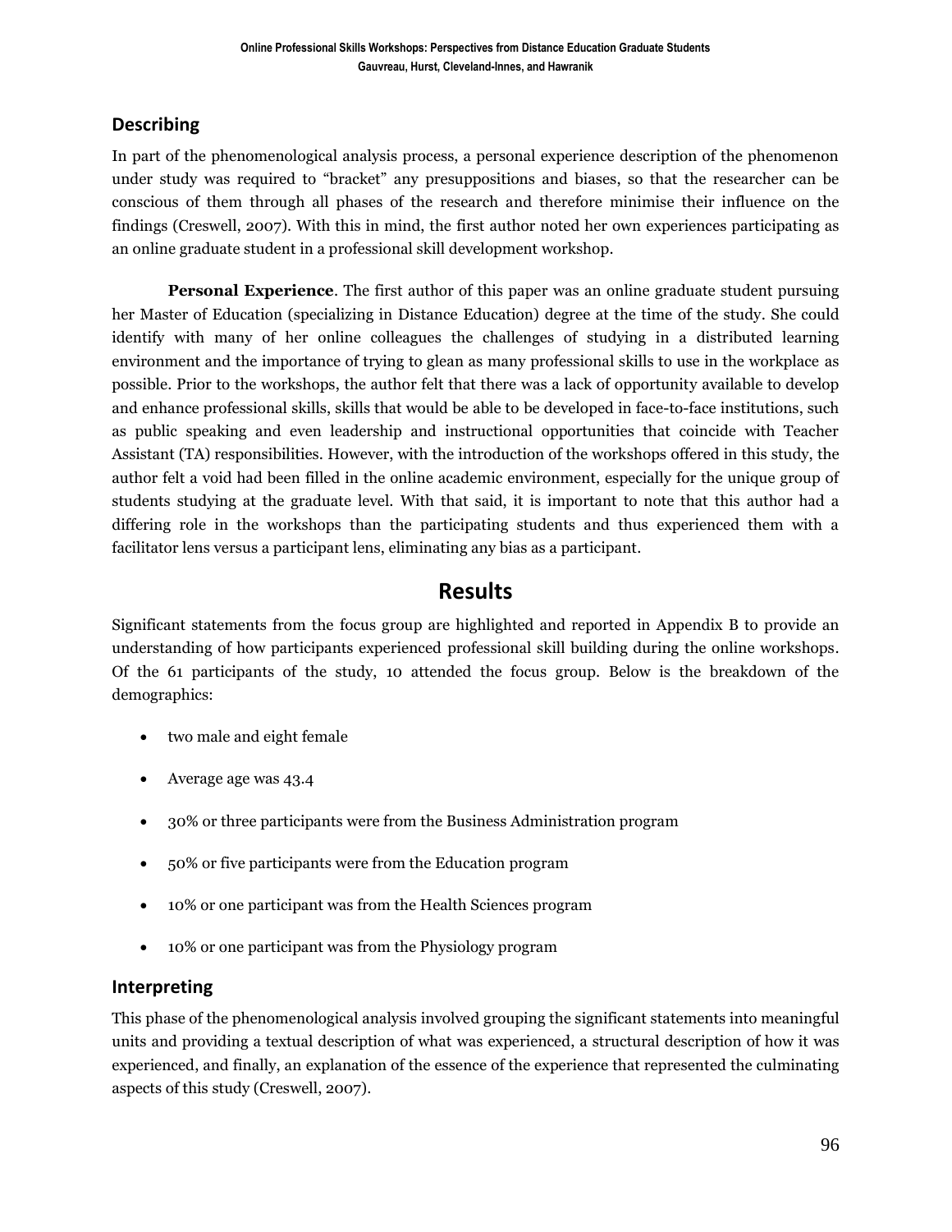## Describing

In part of the phenomenological analysis process, a personal experience description of the phenomenon under study was required to "bracket" any presuppositions and biases, so that the researcher can be conscious of them through all phases of the research and therefore minimise their influence on the findings (Creswell, 2007). With this in mind, the first author noted her own experiences participating as an online graduate student in a professional skill development workshop.

**Personal Experience**. The first author of this paper was an online graduate student pursuing her Master of Education (specializing in Distance Education) degree at the time of the study. She could identify with many of her online colleagues the challenges of studying in a distributed learning environment and the importance of trying to glean as many professional skills to use in the workplace as possible. Prior to the workshops, the author felt that there was a lack of opportunity available to develop and enhance professional skills, skills that would be able to be developed in face-to-face institutions, such as public speaking and even leadership and instructional opportunities that coincide with Teacher Assistant (TA) responsibilities. However, with the introduction of the workshops offered in this study, the author felt a void had been filled in the online academic environment, especially for the unique group of students studying at the graduate level. With that said, it is important to note that this author had a differing role in the workshops than the participating students and thus experienced them with a facilitator lens versus a participant lens, eliminating any bias as a participant.

# Results

Significant statements from the focus group are highlighted and reported in Appendix B to provide an understanding of how participants experienced professional skill building during the online workshops. Of the 61 participants of the study, 10 attended the focus group. Below is the breakdown of the demographics:

- two male and eight female
- Average age was 43.4
- 30% or three participants were from the Business Administration program
- 50% or five participants were from the Education program
- 10% or one participant was from the Health Sciences program
- 10% or one participant was from the Physiology program

## Interpreting

This phase of the phenomenological analysis involved grouping the significant statements into meaningful units and providing a textual description of what was experienced, a structural description of how it was experienced, and finally, an explanation of the essence of the experience that represented the culminating aspects of this study (Creswell, 2007).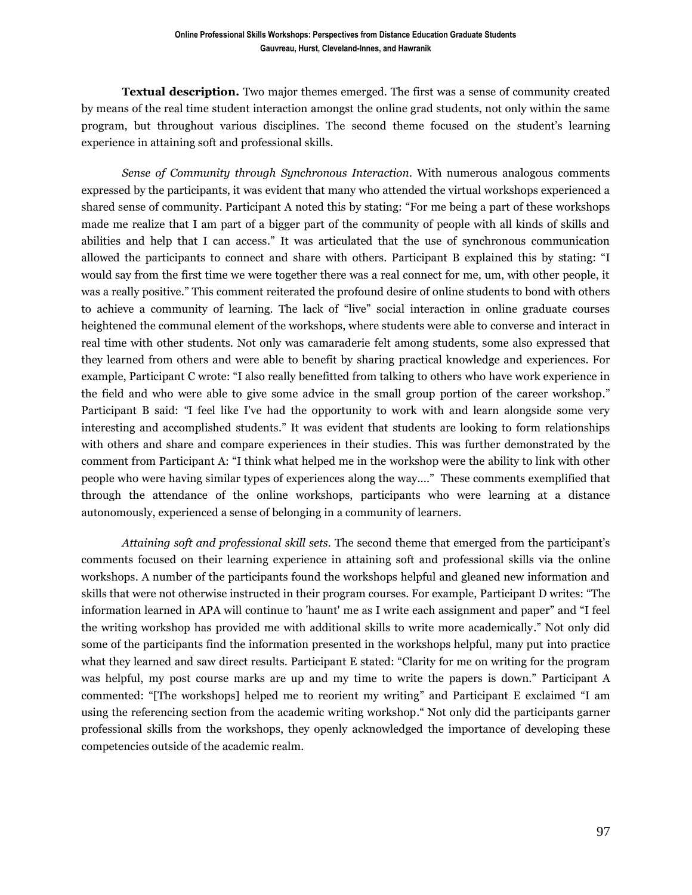**Textual description.** Two major themes emerged. The first was a sense of community created by means of the real time student interaction amongst the online grad students, not only within the same program, but throughout various disciplines. The second theme focused on the student's learning experience in attaining soft and professional skills.

*Sense of Community through Synchronous Interaction.* With numerous analogous comments expressed by the participants, it was evident that many who attended the virtual workshops experienced a shared sense of community. Participant A noted this by stating: "For me being a part of these workshops made me realize that I am part of a bigger part of the community of people with all kinds of skills and abilities and help that I can access." It was articulated that the use of synchronous communication allowed the participants to connect and share with others. Participant B explained this by stating: "I would say from the first time we were together there was a real connect for me, um, with other people, it was a really positive." This comment reiterated the profound desire of online students to bond with others to achieve a community of learning. The lack of "live" social interaction in online graduate courses heightened the communal element of the workshops, where students were able to converse and interact in real time with other students. Not only was camaraderie felt among students, some also expressed that they learned from others and were able to benefit by sharing practical knowledge and experiences. For example, Participant C wrote: "I also really benefitted from talking to others who have work experience in the field and who were able to give some advice in the small group portion of the career workshop." Participant B said: "I feel like I've had the opportunity to work with and learn alongside some very interesting and accomplished students." It was evident that students are looking to form relationships with others and share and compare experiences in their studies. This was further demonstrated by the comment from Participant A: "I think what helped me in the workshop were the ability to link with other people who were having similar types of experiences along the way...." These comments exemplified that through the attendance of the online workshops, participants who were learning at a distance autonomously, experienced a sense of belonging in a community of learners.

*Attaining soft and professional skill sets.* The second theme that emerged from the participant's comments focused on their learning experience in attaining soft and professional skills via the online workshops. A number of the participants found the workshops helpful and gleaned new information and skills that were not otherwise instructed in their program courses. For example, Participant D writes: "The information learned in APA will continue to 'haunt' me as I write each assignment and paper" and "I feel the writing workshop has provided me with additional skills to write more academically." Not only did some of the participants find the information presented in the workshops helpful, many put into practice what they learned and saw direct results. Participant E stated: "Clarity for me on writing for the program was helpful, my post course marks are up and my time to write the papers is down." Participant A commented: "[The workshops] helped me to reorient my writing" and Participant E exclaimed "I am using the referencing section from the academic writing workshop." Not only did the participants garner professional skills from the workshops, they openly acknowledged the importance of developing these competencies outside of the academic realm.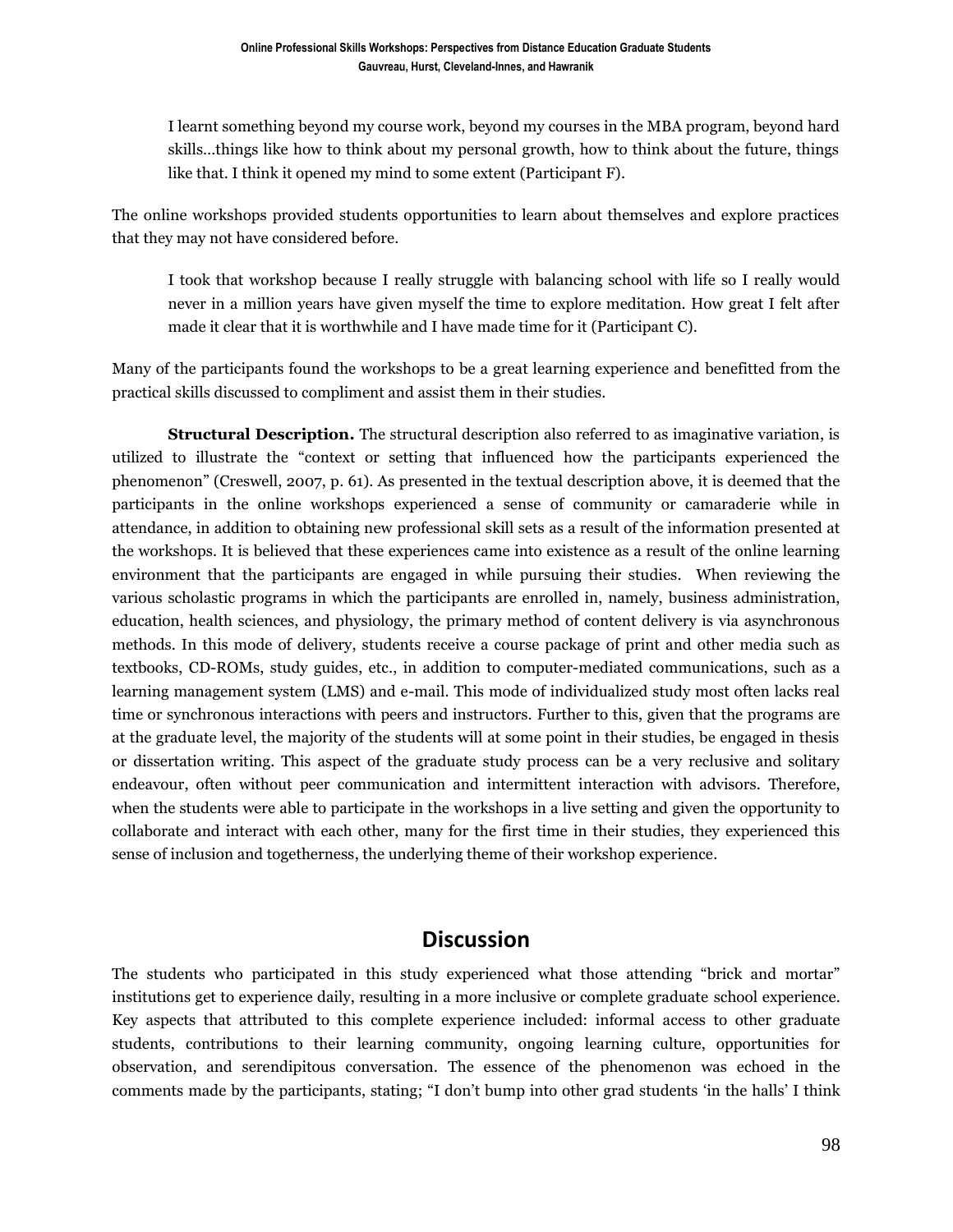> I learnt something beyond my course work, beyond my courses in the MBA program, beyond hard skills…things like how to think about my personal growth, how to think about the future, things like that. I think it opened my mind to some extent (Participant F).

The online workshops provided students opportunities to learn about themselves and explore practices that they may not have considered before.

> I took that workshop because I really struggle with balancing school with life so I really would never in a million years have given myself the time to explore meditation. How great I felt after made it clear that it is worthwhile and I have made time for it (Participant C).

Many of the participants found the workshops to be a great learning experience and benefitted from the practical skills discussed to compliment and assist them in their studies.

**Structural Description.** The structural description also referred to as imaginative variation, is utilized to illustrate the "context or setting that influenced how the participants experienced the phenomenon" (Creswell, 2007, p. 61). As presented in the textual description above, it is deemed that the participants in the online workshops experienced a sense of community or camaraderie while in attendance, in addition to obtaining new professional skill sets as a result of the information presented at the workshops. It is believed that these experiences came into existence as a result of the online learning environment that the participants are engaged in while pursuing their studies. When reviewing the various scholastic programs in which the participants are enrolled in, namely, business administration, education, health sciences, and physiology, the primary method of content delivery is via asynchronous methods. In this mode of delivery, students receive a course package of print and other media such as textbooks, CD-ROMs, study guides, etc., in addition to computer-mediated communications, such as a learning management system (LMS) and e-mail. This mode of individualized study most often lacks real time or synchronous interactions with peers and instructors. Further to this, given that the programs are at the graduate level, the majority of the students will at some point in their studies, be engaged in thesis or dissertation writing. This aspect of the graduate study process can be a very reclusive and solitary endeavour, often without peer communication and intermittent interaction with advisors. Therefore, when the students were able to participate in the workshops in a live setting and given the opportunity to collaborate and interact with each other, many for the first time in their studies, they experienced this sense of inclusion and togetherness, the underlying theme of their workshop experience.

## Discussion

The students who participated in this study experienced what those attending "brick and mortar" institutions get to experience daily, resulting in a more inclusive or complete graduate school experience. Key aspects that attributed to this complete experience included: informal access to other graduate students, contributions to their learning community, ongoing learning culture, opportunities for observation, and serendipitous conversation. The essence of the phenomenon was echoed in the comments made by the participants, stating; "I don't bump into other grad students 'in the halls' I think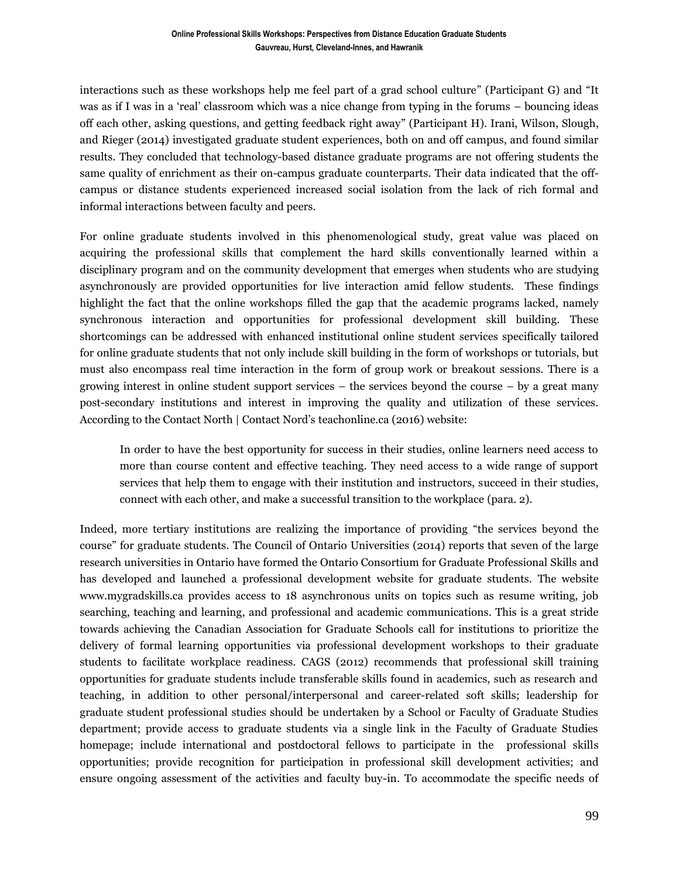interactions such as these workshops help me feel part of a grad school culture" (Participant G) and "It was as if I was in a 'real' classroom which was a nice change from typing in the forums – bouncing ideas off each other, asking questions, and getting feedback right away" (Participant H). Irani, Wilson, Slough, and Rieger (2014) investigated graduate student experiences, both on and off campus, and found similar results. They concluded that technology-based distance graduate programs are not offering students the same quality of enrichment as their on-campus graduate counterparts. Their data indicated that the off-campus or distance students experienced increased social isolation from the lack of rich formal and informal interactions between faculty and peers.

For online graduate students involved in this phenomenological study, great value was placed on acquiring the professional skills that complement the hard skills conventionally learned within a disciplinary program and on the community development that emerges when students who are studying asynchronously are provided opportunities for live interaction amid fellow students. These findings highlight the fact that the online workshops filled the gap that the academic programs lacked, namely synchronous interaction and opportunities for professional development skill building. These shortcomings can be addressed with enhanced institutional online student services specifically tailored for online graduate students that not only include skill building in the form of workshops or tutorials, but must also encompass real time interaction in the form of group work or breakout sessions. There is a growing interest in online student support services – the services beyond the course – by a great many post-secondary institutions and interest in improving the quality and utilization of these services. According to the Contact North | Contact Nord's teachonline.ca (2016) website:

> In order to have the best opportunity for success in their studies, online learners need access to more than course content and effective teaching. They need access to a wide range of support services that help them to engage with their institution and instructors, succeed in their studies, connect with each other, and make a successful transition to the workplace (para. 2).

Indeed, more tertiary institutions are realizing the importance of providing "the services beyond the course" for graduate students. The Council of Ontario Universities (2014) reports that seven of the large research universities in Ontario have formed the Ontario Consortium for Graduate Professional Skills and has developed and launched a professional development website for graduate students. The website www.mygradskills.ca provides access to 18 asynchronous units on topics such as resume writing, job searching, teaching and learning, and professional and academic communications. This is a great stride towards achieving the Canadian Association for Graduate Schools call for institutions to prioritize the delivery of formal learning opportunities via professional development workshops to their graduate students to facilitate workplace readiness. CAGS (2012) recommends that professional skill training opportunities for graduate students include transferable skills found in academics, such as research and teaching, in addition to other personal/interpersonal and career-related soft skills; leadership for graduate student professional studies should be undertaken by a School or Faculty of Graduate Studies department; provide access to graduate students via a single link in the Faculty of Graduate Studies homepage; include international and postdoctoral fellows to participate in the professional skills opportunities; provide recognition for participation in professional skill development activities; and ensure ongoing assessment of the activities and faculty buy-in. To accommodate the specific needs of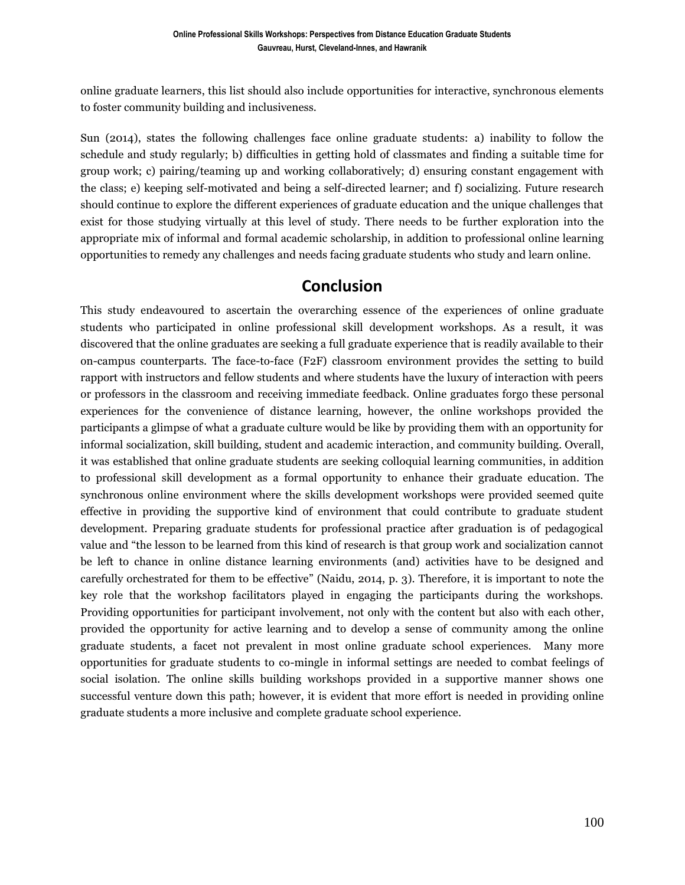online graduate learners, this list should also include opportunities for interactive, synchronous elements to foster community building and inclusiveness.

Sun (2014), states the following challenges face online graduate students: a) inability to follow the schedule and study regularly; b) difficulties in getting hold of classmates and finding a suitable time for group work; c) pairing/teaming up and working collaboratively; d) ensuring constant engagement with the class; e) keeping self-motivated and being a self-directed learner; and f) socializing. Future research should continue to explore the different experiences of graduate education and the unique challenges that exist for those studying virtually at this level of study. There needs to be further exploration into the appropriate mix of informal and formal academic scholarship, in addition to professional online learning opportunities to remedy any challenges and needs facing graduate students who study and learn online.

## Conclusion

This study endeavoured to ascertain the overarching essence of the experiences of online graduate students who participated in online professional skill development workshops. As a result, it was discovered that the online graduates are seeking a full graduate experience that is readily available to their on-campus counterparts. The face-to-face (F2F) classroom environment provides the setting to build rapport with instructors and fellow students and where students have the luxury of interaction with peers or professors in the classroom and receiving immediate feedback. Online graduates forgo these personal experiences for the convenience of distance learning, however, the online workshops provided the participants a glimpse of what a graduate culture would be like by providing them with an opportunity for informal socialization, skill building, student and academic interaction, and community building. Overall, it was established that online graduate students are seeking colloquial learning communities, in addition to professional skill development as a formal opportunity to enhance their graduate education. The synchronous online environment where the skills development workshops were provided seemed quite effective in providing the supportive kind of environment that could contribute to graduate student development. Preparing graduate students for professional practice after graduation is of pedagogical value and "the lesson to be learned from this kind of research is that group work and socialization cannot be left to chance in online distance learning environments (and) activities have to be designed and carefully orchestrated for them to be effective" (Naidu, 2014, p. 3). Therefore, it is important to note the key role that the workshop facilitators played in engaging the participants during the workshops. Providing opportunities for participant involvement, not only with the content but also with each other, provided the opportunity for active learning and to develop a sense of community among the online graduate students, a facet not prevalent in most online graduate school experiences. Many more opportunities for graduate students to co-mingle in informal settings are needed to combat feelings of social isolation. The online skills building workshops provided in a supportive manner shows one successful venture down this path; however, it is evident that more effort is needed in providing online graduate students a more inclusive and complete graduate school experience.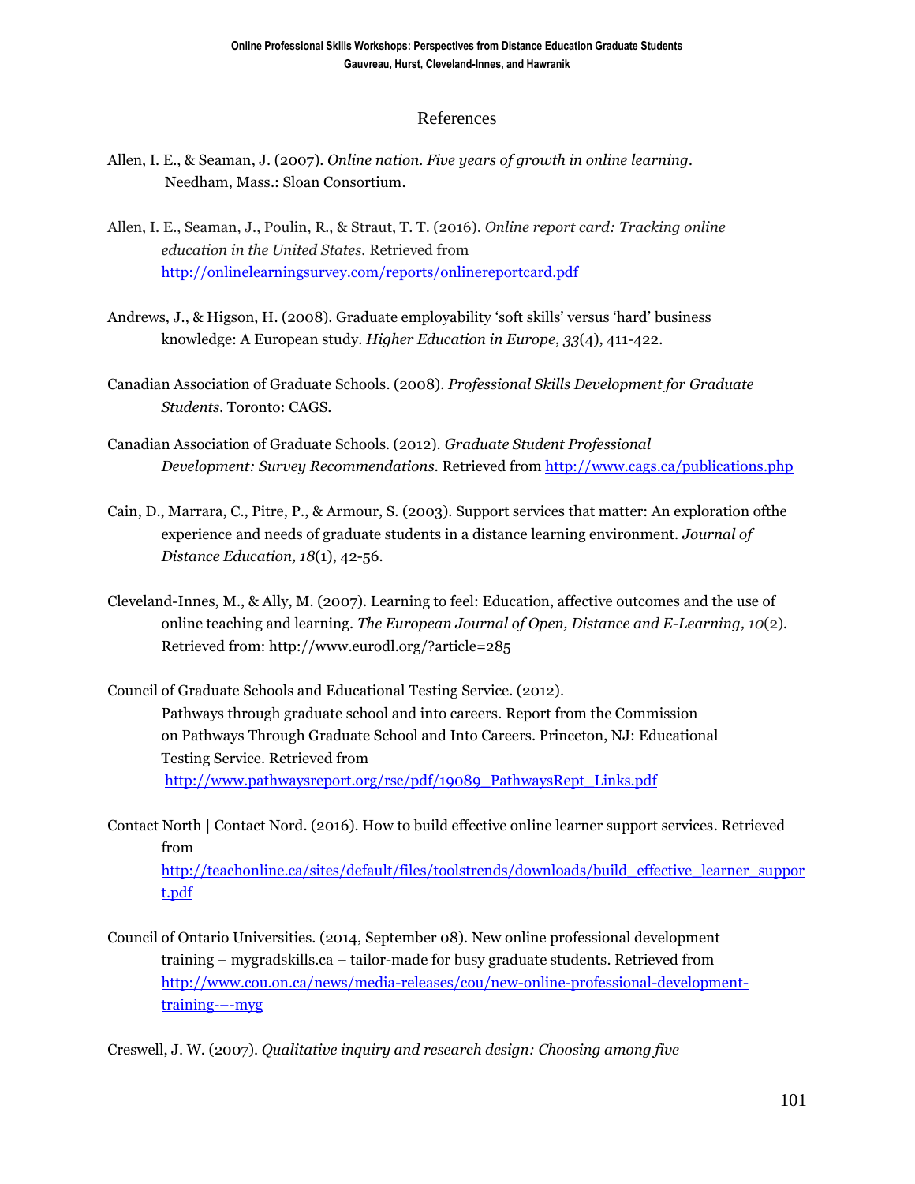## References

Allen, I. E., & Seaman, J. (2007). *Online nation. Five years of growth in online learning*. Needham, Mass.: Sloan Consortium.

Allen, I. E., Seaman, J., Poulin, R., & Straut, T. T. (2016). *Online report card: Tracking online education in the United States.* Retrieved from http://onlinelearningsurvey.com/reports/onlinereportcard.pdf

Andrews, J., & Higson, H. (2008). Graduate employability 'soft skills' versus 'hard' business knowledge: A European study. *Higher Education in Europe*, *33*(4), 411-422.

Canadian Association of Graduate Schools. (2008). *Professional Skills Development for Graduate Students*. Toronto: CAGS.

Canadian Association of Graduate Schools. (2012). *Graduate Student Professional Development: Survey Recommendations.* Retrieved from http://www.cags.ca/publications.php

Cain, D., Marrara, C., Pitre, P., & Armour, S. (2003). Support services that matter: An exploration ofthe experience and needs of graduate students in a distance learning environment. *Journal of Distance Education, 18*(1), 42-56.

Cleveland-Innes, M., & Ally, M. (2007). Learning to feel: Education, affective outcomes and the use of online teaching and learning. *The European Journal of Open, Distance and E-Learning, 10*(2). Retrieved from: http://www.eurodl.org/?article=285

Council of Graduate Schools and Educational Testing Service. (2012). Pathways through graduate school and into careers. Report from the Commission on Pathways Through Graduate School and Into Careers. Princeton, NJ: Educational Testing Service. Retrieved from http://www.pathwaysreport.org/rsc/pdf/19089_PathwaysRept_Links.pdf

Contact North | Contact Nord. (2016). How to build effective online learner support services. Retrieved from http://teachonline.ca/sites/default/files/toolstrends/downloads/build_effective_learner_support.pdf

Council of Ontario Universities. (2014, September 08). New online professional development training – mygradskills.ca – tailor-made for busy graduate students. Retrieved from http://www.cou.on.ca/news/media-releases/cou/new-online-professional-development-training-–-myg

Creswell, J. W. (2007). *Qualitative inquiry and research design: Choosing among five*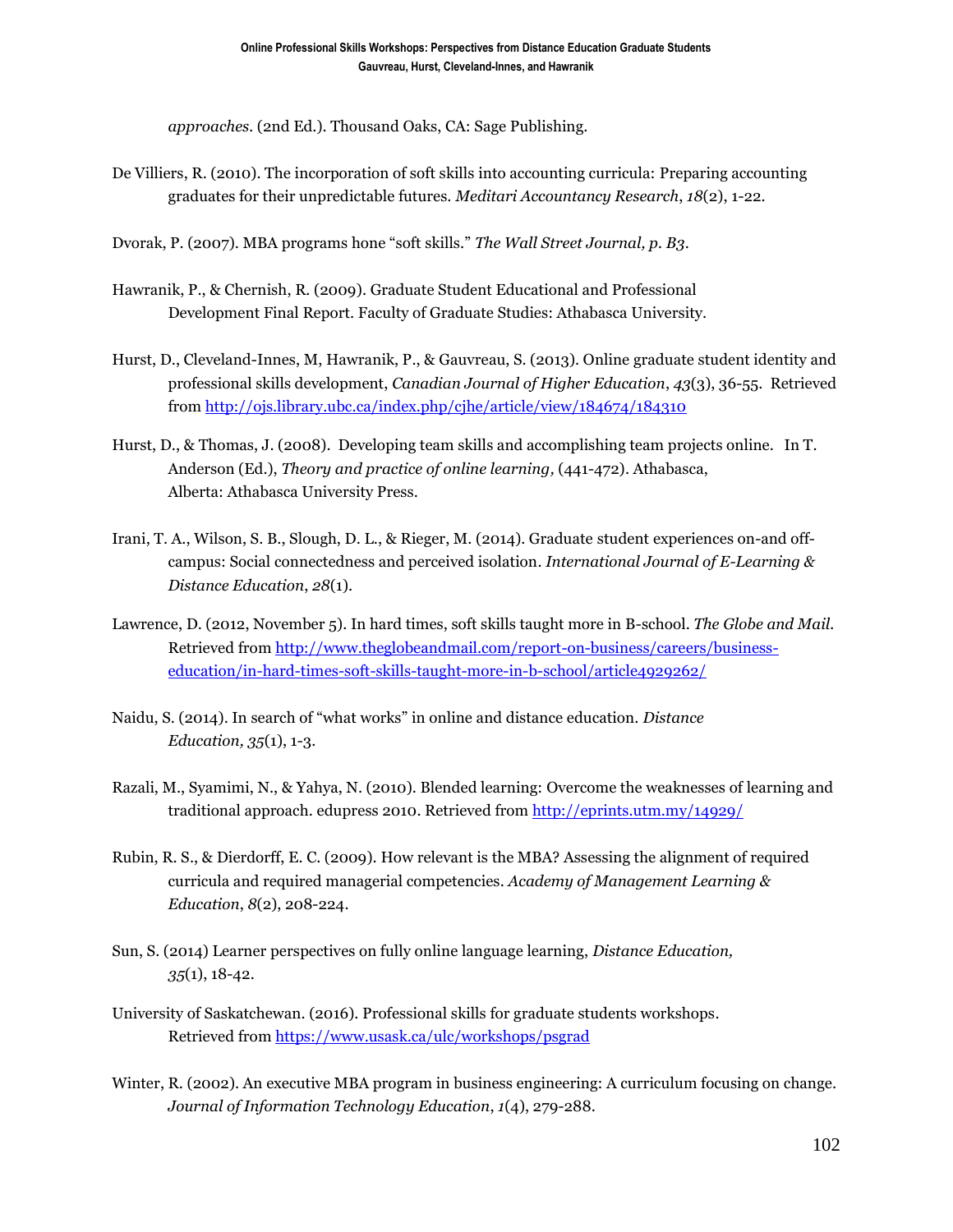*approaches*. (2nd Ed.). Thousand Oaks, CA: Sage Publishing.

De Villiers, R. (2010). The incorporation of soft skills into accounting curricula: Preparing accounting graduates for their unpredictable futures. *Meditari Accountancy Research*, *18*(2), 1-22.

Dvorak, P. (2007). MBA programs hone "soft skills." *The Wall Street Journal, p. B3*.

Hawranik, P., & Chernish, R. (2009). Graduate Student Educational and Professional Development Final Report. Faculty of Graduate Studies: Athabasca University.

Hurst, D., Cleveland-Innes, M, Hawranik, P., & Gauvreau, S. (2013). Online graduate student identity and professional skills development, *Canadian Journal of Higher Education*, *43*(3), 36-55. Retrieved from http://ojs.library.ubc.ca/index.php/cjhe/article/view/184674/184310

Hurst, D., & Thomas, J. (2008). Developing team skills and accomplishing team projects online. In T. Anderson (Ed.), *Theory and practice of online learning,* (441-472). Athabasca, Alberta: Athabasca University Press.

Irani, T. A., Wilson, S. B., Slough, D. L., & Rieger, M. (2014). Graduate student experiences on-and off-campus: Social connectedness and perceived isolation. *International Journal of E-Learning & Distance Education*, *28*(1).

Lawrence, D. (2012, November 5). In hard times, soft skills taught more in B-school. *The Globe and Mail*. Retrieved from http://www.theglobeandmail.com/report-on-business/careers/business-education/in-hard-times-soft-skills-taught-more-in-b-school/article4929262/

Naidu, S. (2014). In search of "what works" in online and distance education. *Distance Education, 35*(1), 1-3.

Razali, M., Syamimi, N., & Yahya, N. (2010). Blended learning: Overcome the weaknesses of learning and traditional approach. edupress 2010. Retrieved from http://eprints.utm.my/14929/

Rubin, R. S., & Dierdorff, E. C. (2009). How relevant is the MBA? Assessing the alignment of required curricula and required managerial competencies. *Academy of Management Learning & Education*, *8*(2), 208-224.

Sun, S. (2014) Learner perspectives on fully online language learning, *Distance Education, 35*(1), 18-42.

University of Saskatchewan. (2016). Professional skills for graduate students workshops. Retrieved from https://www.usask.ca/ulc/workshops/psgrad

Winter, R. (2002). An executive MBA program in business engineering: A curriculum focusing on change. *Journal of Information Technology Education*, *1*(4), 279-288.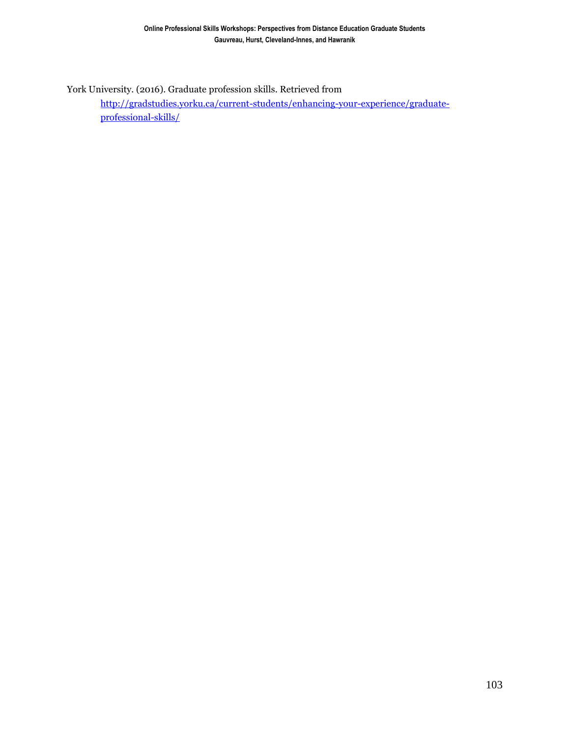York University. (2016). Graduate profession skills. Retrieved from http://gradstudies.yorku.ca/current-students/enhancing-your-experience/graduate-professional-skills/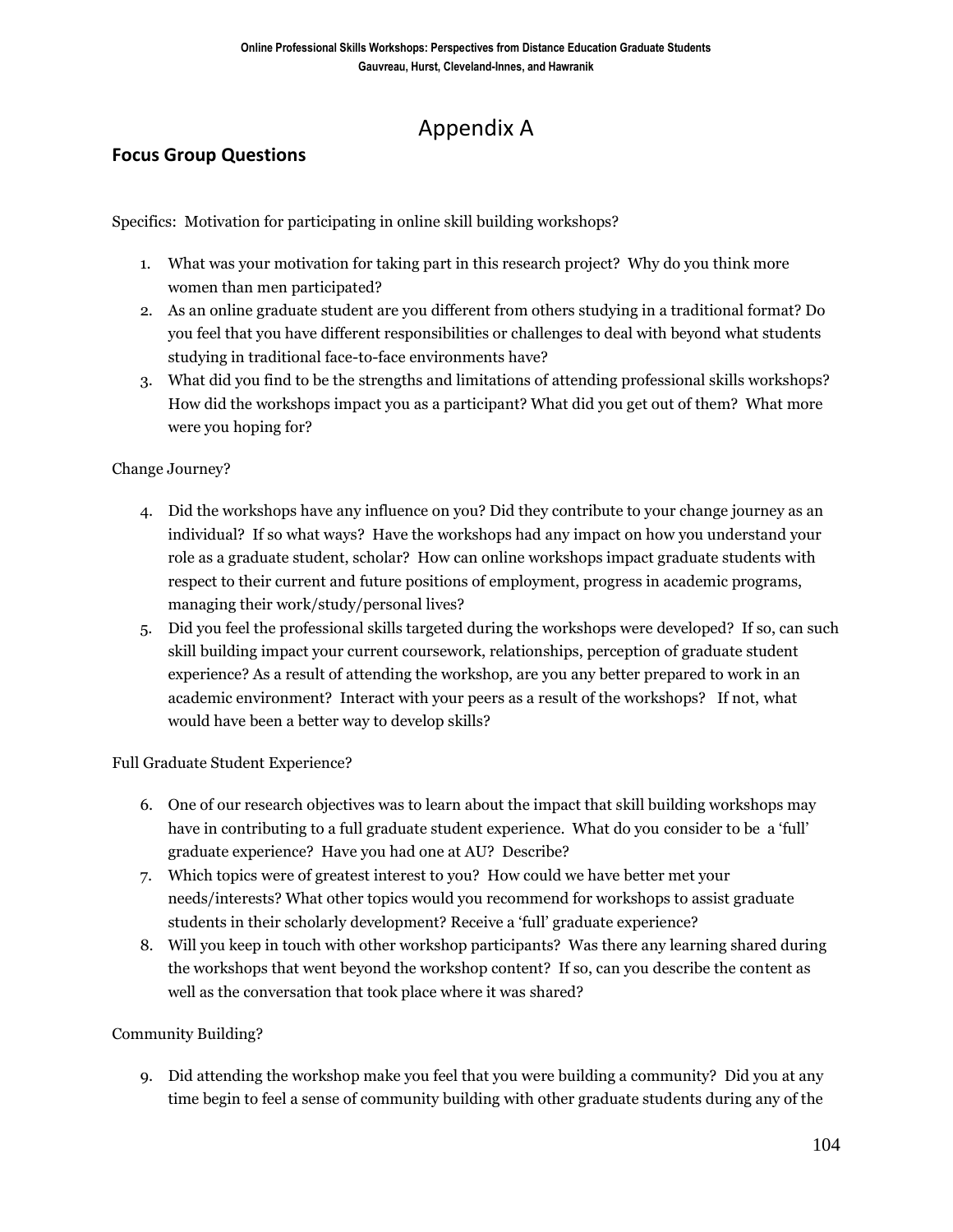# Appendix A

## Focus Group Questions

Specifics: Motivation for participating in online skill building workshops?

1. What was your motivation for taking part in this research project? Why do you think more women than men participated?
2. As an online graduate student are you different from others studying in a traditional format? Do you feel that you have different responsibilities or challenges to deal with beyond what students studying in traditional face-to-face environments have?
3. What did you find to be the strengths and limitations of attending professional skills workshops? How did the workshops impact you as a participant? What did you get out of them? What more were you hoping for?

Change Journey?

4. Did the workshops have any influence on you? Did they contribute to your change journey as an individual? If so what ways? Have the workshops had any impact on how you understand your role as a graduate student, scholar? How can online workshops impact graduate students with respect to their current and future positions of employment, progress in academic programs, managing their work/study/personal lives?
5. Did you feel the professional skills targeted during the workshops were developed? If so, can such skill building impact your current coursework, relationships, perception of graduate student experience? As a result of attending the workshop, are you any better prepared to work in an academic environment? Interact with your peers as a result of the workshops? If not, what would have been a better way to develop skills?

Full Graduate Student Experience?

6. One of our research objectives was to learn about the impact that skill building workshops may have in contributing to a full graduate student experience. What do you consider to be a 'full' graduate experience? Have you had one at AU? Describe?
7. Which topics were of greatest interest to you? How could we have better met your needs/interests? What other topics would you recommend for workshops to assist graduate students in their scholarly development? Receive a 'full' graduate experience?
8. Will you keep in touch with other workshop participants? Was there any learning shared during the workshops that went beyond the workshop content? If so, can you describe the content as well as the conversation that took place where it was shared?

Community Building?

9. Did attending the workshop make you feel that you were building a community? Did you at any time begin to feel a sense of community building with other graduate students during any of the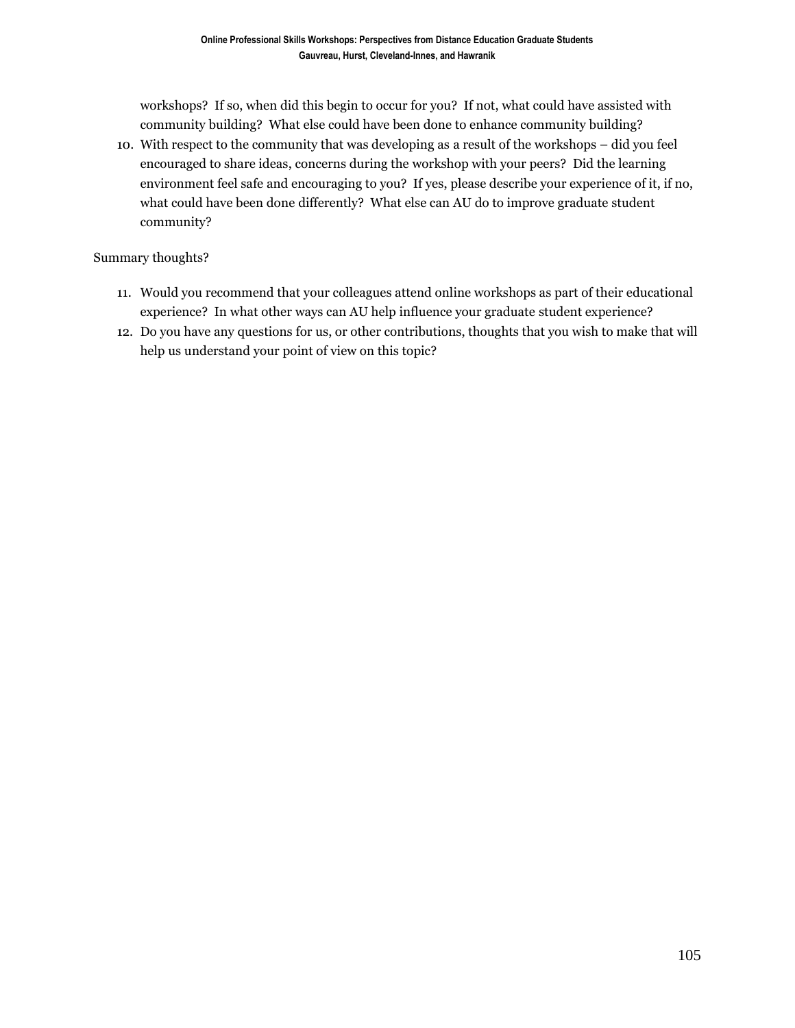workshops? If so, when did this begin to occur for you? If not, what could have assisted with community building? What else could have been done to enhance community building?

10. With respect to the community that was developing as a result of the workshops – did you feel encouraged to share ideas, concerns during the workshop with your peers? Did the learning environment feel safe and encouraging to you? If yes, please describe your experience of it, if no, what could have been done differently? What else can AU do to improve graduate student community?

Summary thoughts?

11. Would you recommend that your colleagues attend online workshops as part of their educational experience? In what other ways can AU help influence your graduate student experience?
12. Do you have any questions for us, or other contributions, thoughts that you wish to make that will help us understand your point of view on this topic?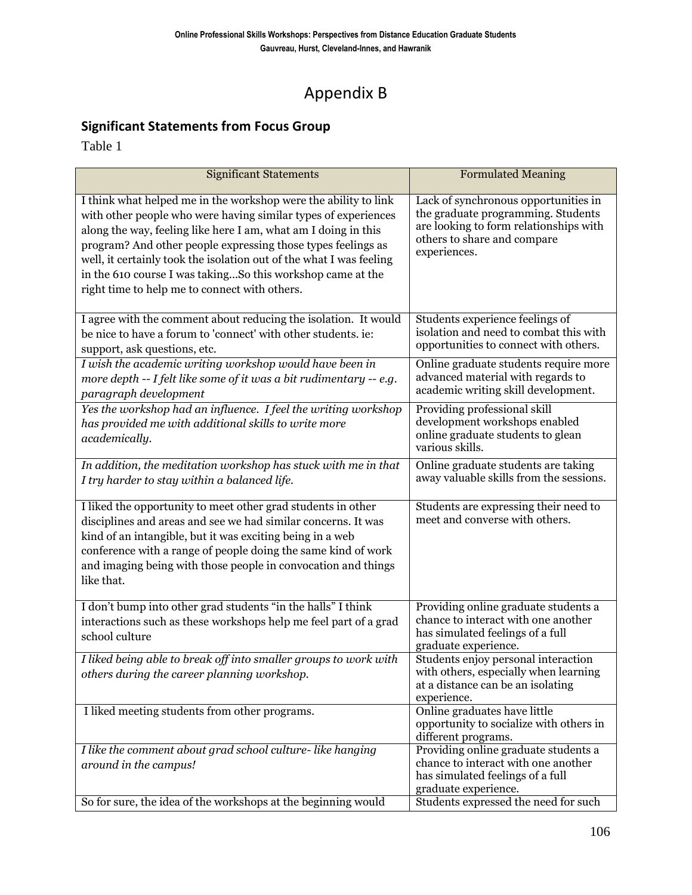# Appendix B

## Significant Statements from Focus Group

Table 1

| Significant Statements | Formulated Meaning |
|---|---|
| I think what helped me in the workshop were the ability to link with other people who were having similar types of experiences along the way, feeling like here I am, what am I doing in this program? And other people expressing those types feelings as well, it certainly took the isolation out of the what I was feeling in the 610 course I was taking…So this workshop came at the right time to help me to connect with others. | Lack of synchronous opportunities in the graduate programming. Students are looking to form relationships with others to share and compare experiences. |
| I agree with the comment about reducing the isolation. It would be nice to have a forum to 'connect' with other students. ie: support, ask questions, etc. | Students experience feelings of isolation and need to combat this with opportunities to connect with others. |
| *I wish the academic writing workshop would have been in more depth -- I felt like some of it was a bit rudimentary -- e.g. paragraph development* | Online graduate students require more advanced material with regards to academic writing skill development. |
| *Yes the workshop had an influence. I feel the writing workshop has provided me with additional skills to write more academically.* | Providing professional skill development workshops enabled online graduate students to glean various skills. |
| *In addition, the meditation workshop has stuck with me in that I try harder to stay within a balanced life.* | Online graduate students are taking away valuable skills from the sessions. |
| I liked the opportunity to meet other grad students in other disciplines and areas and see we had similar concerns. It was kind of an intangible, but it was exciting being in a web conference with a range of people doing the same kind of work and imaging being with those people in convocation and things like that. | Students are expressing their need to meet and converse with others. |
| I don't bump into other grad students "in the halls" I think interactions such as these workshops help me feel part of a grad school culture | Providing online graduate students a chance to interact with one another has simulated feelings of a full graduate experience. |
| *I liked being able to break off into smaller groups to work with others during the career planning workshop.* | Students enjoy personal interaction with others, especially when learning at a distance can be an isolating experience. |
| I liked meeting students from other programs. | Online graduates have little opportunity to socialize with others in different programs. |
| *I like the comment about grad school culture- like hanging around in the campus!* | Providing online graduate students a chance to interact with one another has simulated feelings of a full graduate experience. |
| So for sure, the idea of the workshops at the beginning would | Students expressed the need for such |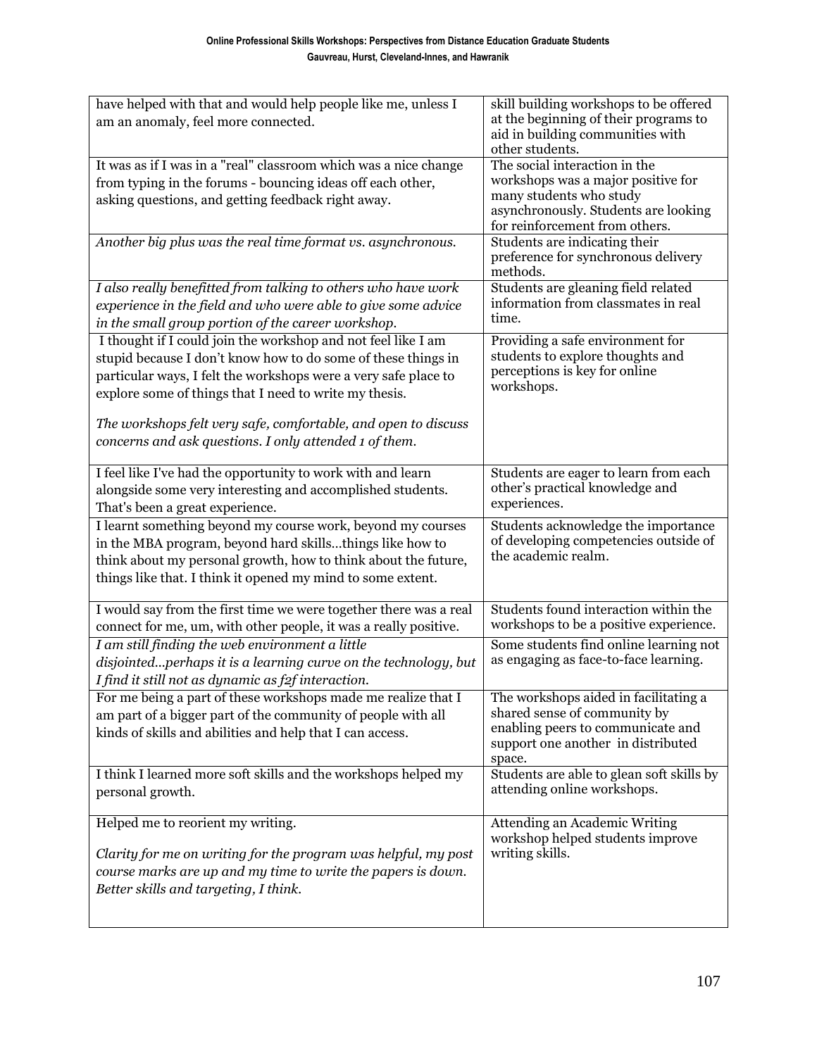| | |
|---|---|
| have helped with that and would help people like me, unless I am an anomaly, feel more connected. | skill building workshops to be offered at the beginning of their programs to aid in building communities with other students. |
| It was as if I was in a "real" classroom which was a nice change from typing in the forums - bouncing ideas off each other, asking questions, and getting feedback right away. | The social interaction in the workshops was a major positive for many students who study asynchronously. Students are looking for reinforcement from others. |
| *Another big plus was the real time format vs. asynchronous.* | Students are indicating their preference for synchronous delivery methods. |
| *I also really benefitted from talking to others who have work experience in the field and who were able to give some advice in the small group portion of the career workshop.* | Students are gleaning field related information from classmates in real time. |
| I thought if I could join the workshop and not feel like I am stupid because I don't know how to do some of these things in particular ways, I felt the workshops were a very safe place to explore some of things that I need to write my thesis. *The workshops felt very safe, comfortable, and open to discuss concerns and ask questions. I only attended 1 of them.* | Providing a safe environment for students to explore thoughts and perceptions is key for online workshops. |
| I feel like I've had the opportunity to work with and learn alongside some very interesting and accomplished students. That's been a great experience. | Students are eager to learn from each other's practical knowledge and experiences. |
| I learnt something beyond my course work, beyond my courses in the MBA program, beyond hard skills…things like how to think about my personal growth, how to think about the future, things like that. I think it opened my mind to some extent. | Students acknowledge the importance of developing competencies outside of the academic realm. |
| I would say from the first time we were together there was a real connect for me, um, with other people, it was a really positive. | Students found interaction within the workshops to be a positive experience. |
| *I am still finding the web environment a little disjointed…perhaps it is a learning curve on the technology, but I find it still not as dynamic as f2f interaction.* | Some students find online learning not as engaging as face-to-face learning. |
| For me being a part of these workshops made me realize that I am part of a bigger part of the community of people with all kinds of skills and abilities and help that I can access. | The workshops aided in facilitating a shared sense of community by enabling peers to communicate and support one another in distributed space. |
| I think I learned more soft skills and the workshops helped my personal growth. | Students are able to glean soft skills by attending online workshops. |
| Helped me to reorient my writing. *Clarity for me on writing for the program was helpful, my post course marks are up and my time to write the papers is down. Better skills and targeting, I think.* | Attending an Academic Writing workshop helped students improve writing skills. |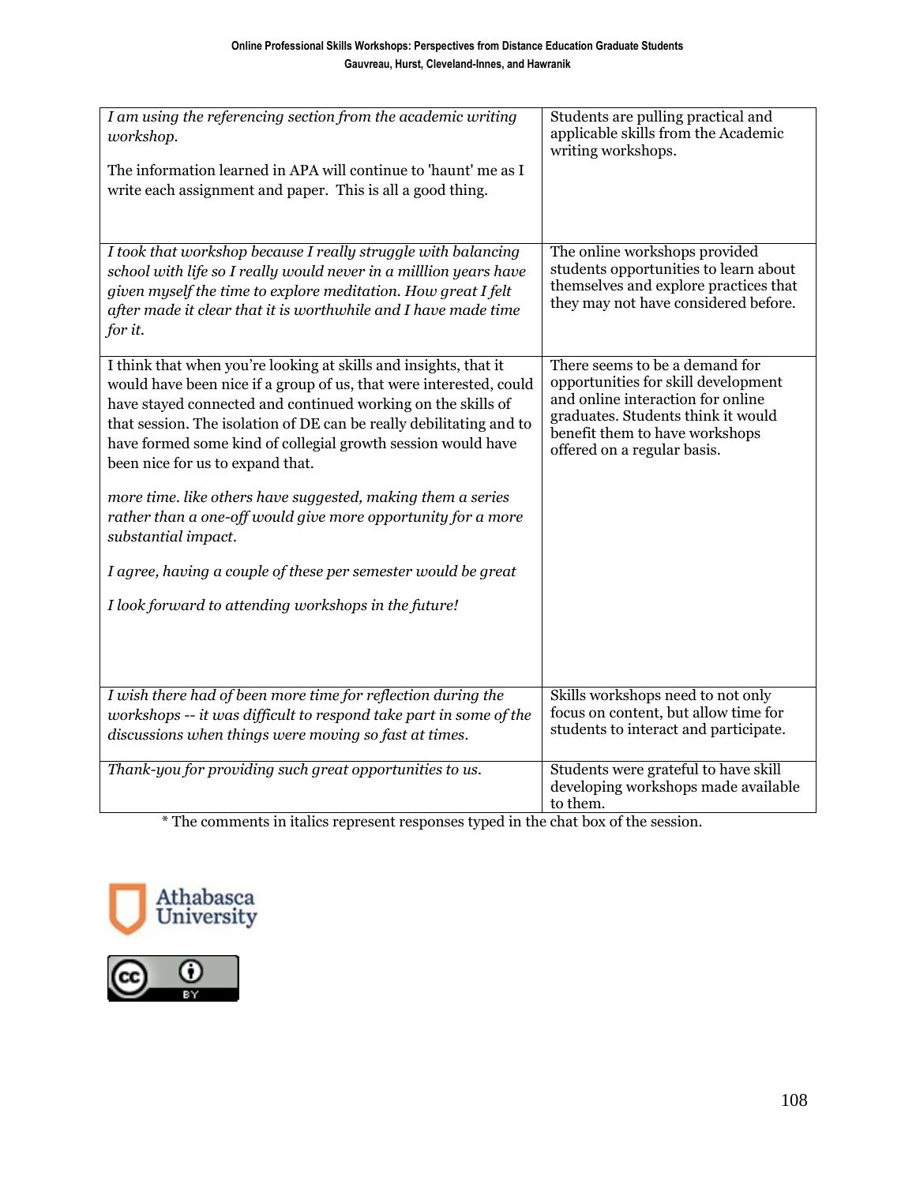| | |
|---|---|
| *I am using the referencing section from the academic writing workshop.*<br><br>The information learned in APA will continue to 'haunt' me as I write each assignment and paper. This is all a good thing. | Students are pulling practical and applicable skills from the Academic writing workshops. |
| *I took that workshop because I really struggle with balancing school with life so I really would never in a milllion years have given myself the time to explore meditation. How great I felt after made it clear that it is worthwhile and I have made time for it.* | The online workshops provided students opportunities to learn about themselves and explore practices that they may not have considered before. |
| I think that when you're looking at skills and insights, that it would have been nice if a group of us, that were interested, could have stayed connected and continued working on the skills of that session. The isolation of DE can be really debilitating and to have formed some kind of collegial growth session would have been nice for us to expand that.<br><br>*more time. like others have suggested, making them a series rather than a one-off would give more opportunity for a more substantial impact.*<br><br>*I agree, having a couple of these per semester would be great*<br><br>*I look forward to attending workshops in the future!* | There seems to be a demand for opportunities for skill development and online interaction for online graduates. Students think it would benefit them to have workshops offered on a regular basis. |
| *I wish there had of been more time for reflection during the workshops -- it was difficult to respond take part in some of the discussions when things were moving so fast at times.* | Skills workshops need to not only focus on content, but allow time for students to interact and participate. |
| *Thank-you for providing such great opportunities to us.* | Students were grateful to have skill developing workshops made available to them. |

\* The comments in italics represent responses typed in the chat box of the session.

Athabasca University